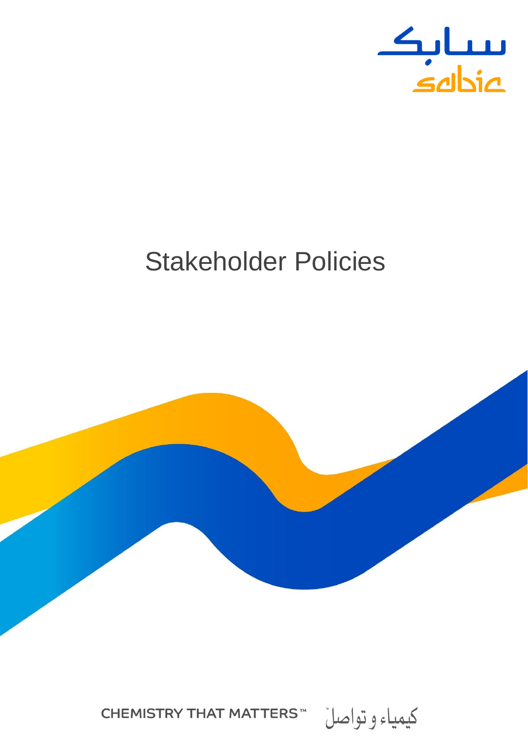# Stakeholder Policies

CHEMISTRY THAT MATTERS™ كيمياء وتواصل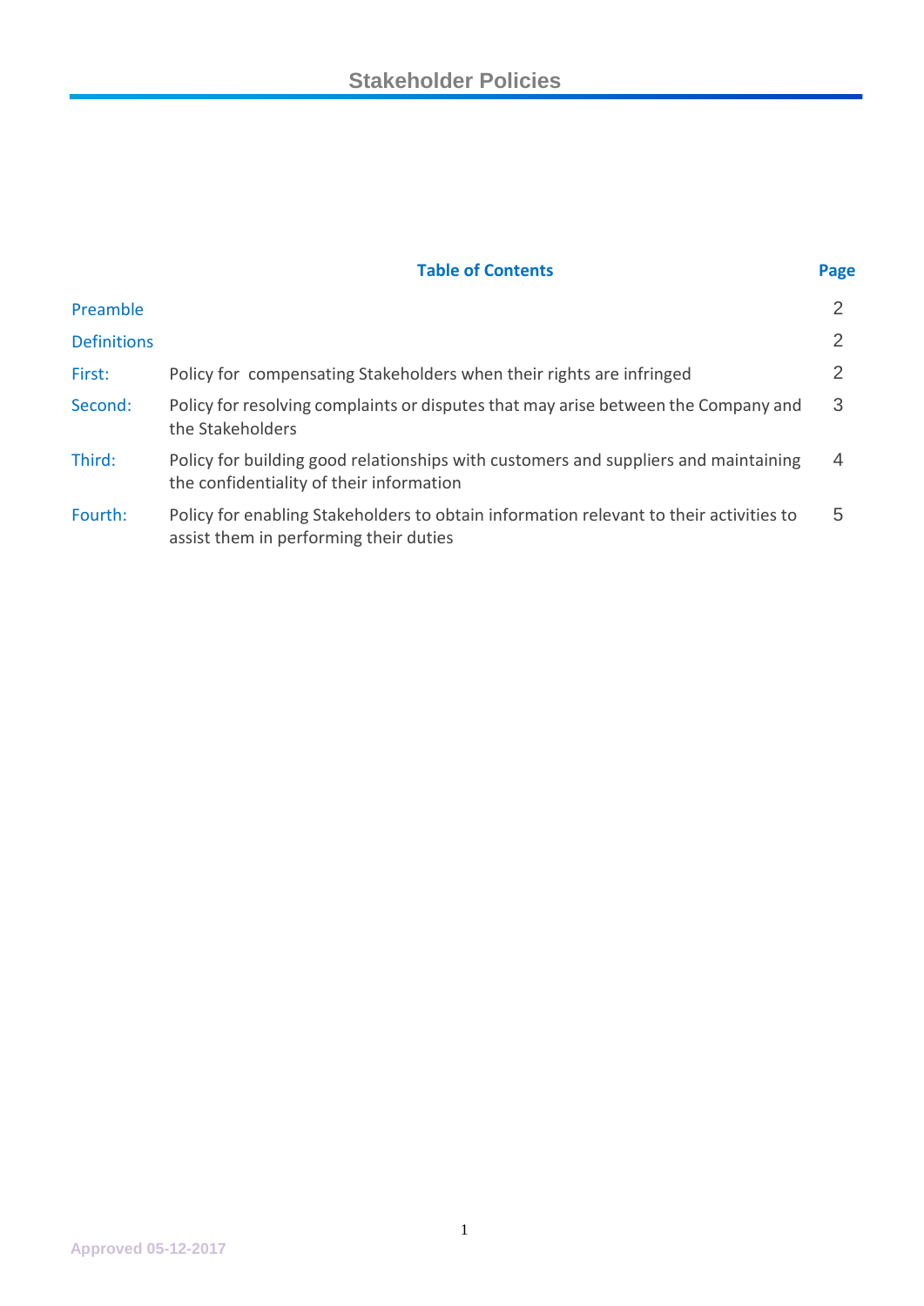# Stakeholder Policies

## Table of Contents

| | | Page |
|---|---|---|
| Preamble | | 2 |
| Definitions | | 2 |
| First: | Policy for compensating Stakeholders when their rights are infringed | 2 |
| Second: | Policy for resolving complaints or disputes that may arise between the Company and the Stakeholders | 3 |
| Third: | Policy for building good relationships with customers and suppliers and maintaining the confidentiality of their information | 4 |
| Fourth: | Policy for enabling Stakeholders to obtain information relevant to their activities to assist them in performing their duties | 5 |

Approved 05-12-2017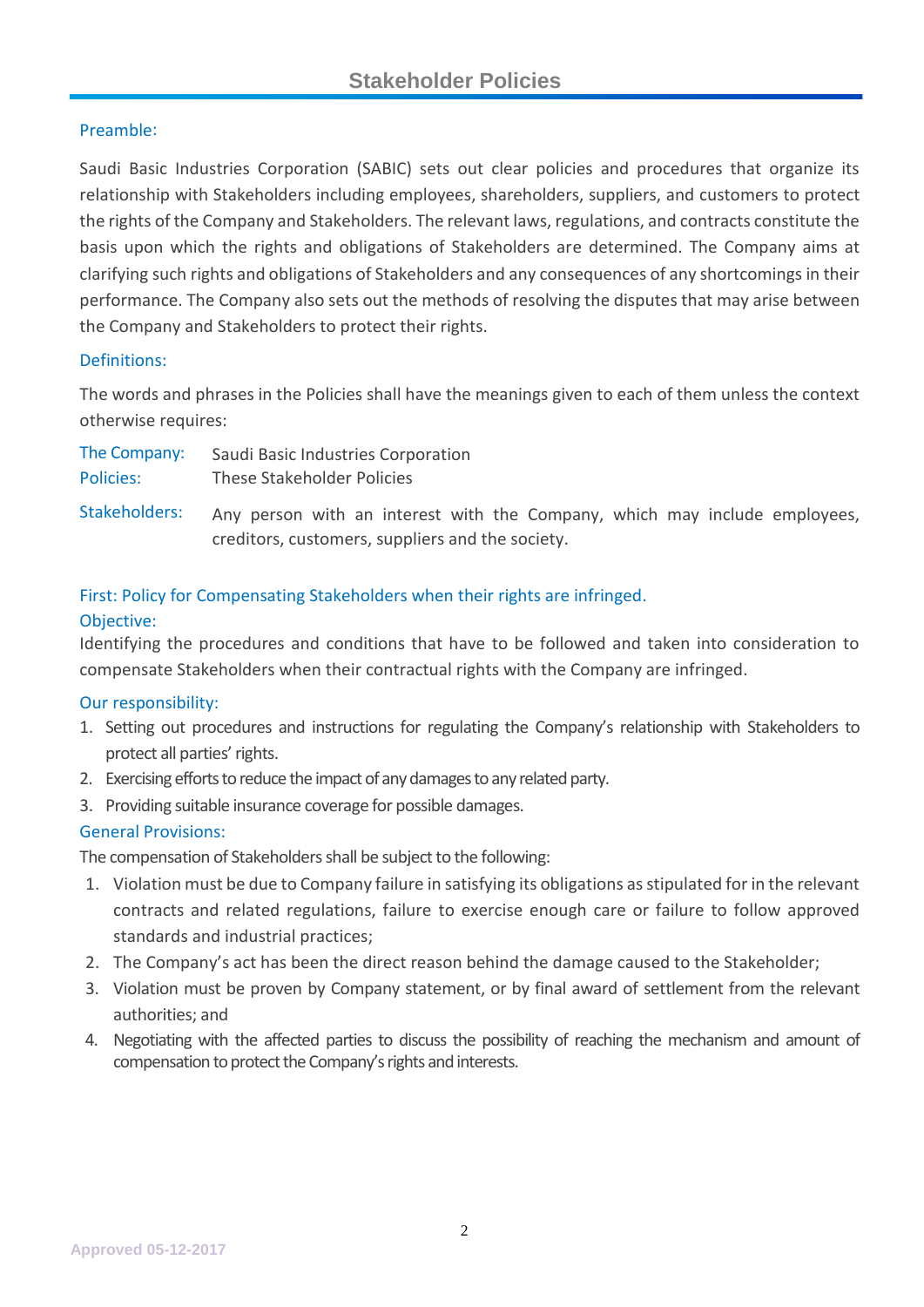# Stakeholder Policies

## Preamble:

Saudi Basic Industries Corporation (SABIC) sets out clear policies and procedures that organize its relationship with Stakeholders including employees, shareholders, suppliers, and customers to protect the rights of the Company and Stakeholders. The relevant laws, regulations, and contracts constitute the basis upon which the rights and obligations of Stakeholders are determined. The Company aims at clarifying such rights and obligations of Stakeholders and any consequences of any shortcomings in their performance. The Company also sets out the methods of resolving the disputes that may arise between the Company and Stakeholders to protect their rights.

## Definitions:

The words and phrases in the Policies shall have the meanings given to each of them unless the context otherwise requires:

**The Company:** Saudi Basic Industries Corporation

**Policies:** These Stakeholder Policies

**Stakeholders:** Any person with an interest with the Company, which may include employees, creditors, customers, suppliers and the society.

## First: Policy for Compensating Stakeholders when their rights are infringed.

### Objective:

Identifying the procedures and conditions that have to be followed and taken into consideration to compensate Stakeholders when their contractual rights with the Company are infringed.

### Our responsibility:

1. Setting out procedures and instructions for regulating the Company's relationship with Stakeholders to protect all parties' rights.
2. Exercising efforts to reduce the impact of any damages to any related party.
3. Providing suitable insurance coverage for possible damages.

### General Provisions:

The compensation of Stakeholders shall be subject to the following:

1. Violation must be due to Company failure in satisfying its obligations as stipulated for in the relevant contracts and related regulations, failure to exercise enough care or failure to follow approved standards and industrial practices;
2. The Company's act has been the direct reason behind the damage caused to the Stakeholder;
3. Violation must be proven by Company statement, or by final award of settlement from the relevant authorities; and
4. Negotiating with the affected parties to discuss the possibility of reaching the mechanism and amount of compensation to protect the Company's rights and interests.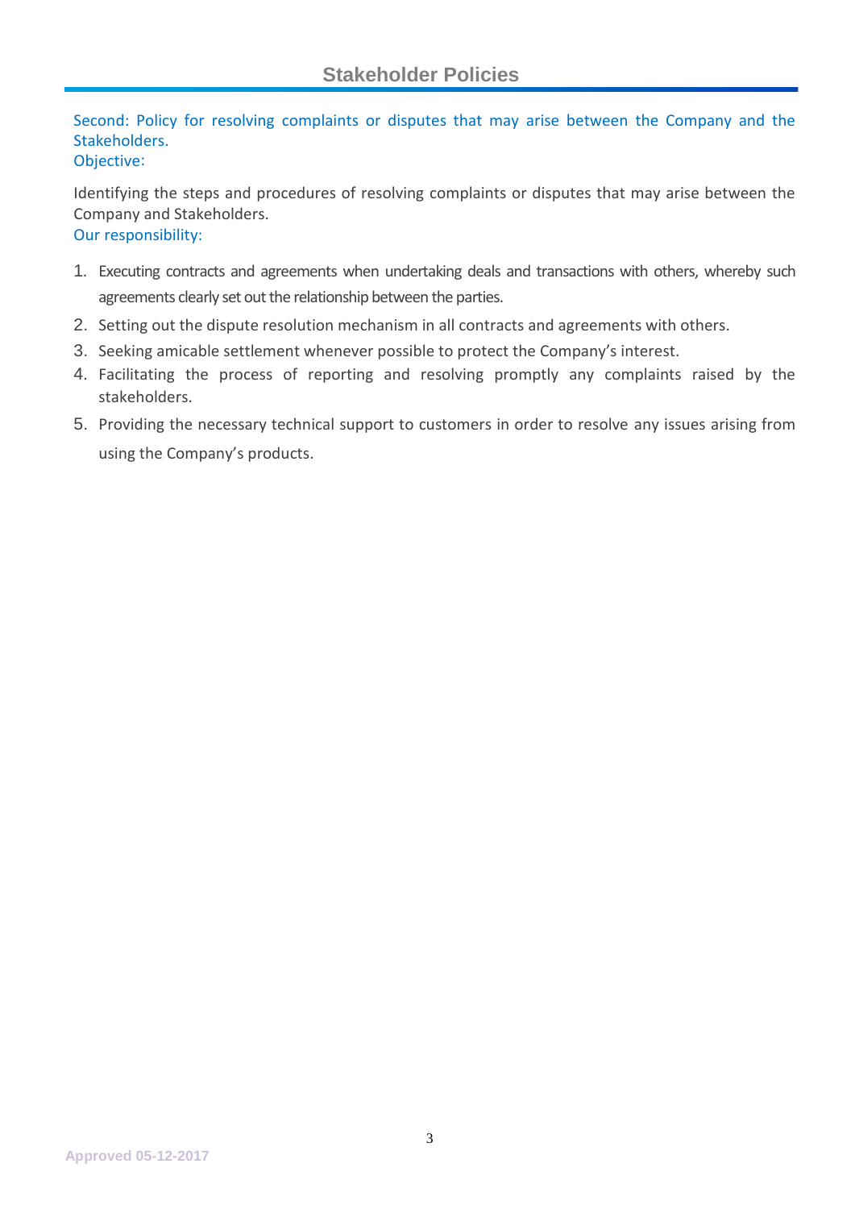Second: Policy for resolving complaints or disputes that may arise between the Company and the Stakeholders.

Objective:

Identifying the steps and procedures of resolving complaints or disputes that may arise between the Company and Stakeholders.

Our responsibility:

1. Executing contracts and agreements when undertaking deals and transactions with others, whereby such agreements clearly set out the relationship between the parties.
2. Setting out the dispute resolution mechanism in all contracts and agreements with others.
3. Seeking amicable settlement whenever possible to protect the Company's interest.
4. Facilitating the process of reporting and resolving promptly any complaints raised by the stakeholders.
5. Providing the necessary technical support to customers in order to resolve any issues arising from using the Company's products.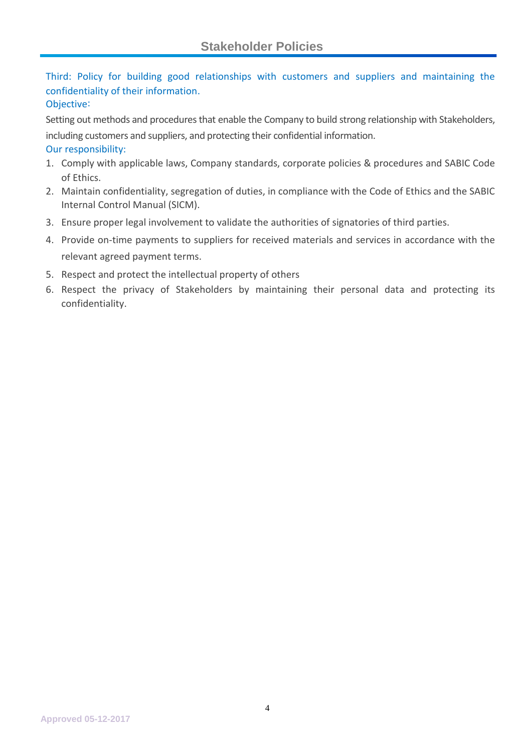### Third: Policy for building good relationships with customers and suppliers and maintaining the confidentiality of their information.

**Objective:**

Setting out methods and procedures that enable the Company to build strong relationship with Stakeholders, including customers and suppliers, and protecting their confidential information.

**Our responsibility:**

1. Comply with applicable laws, Company standards, corporate policies & procedures and SABIC Code of Ethics.
2. Maintain confidentiality, segregation of duties, in compliance with the Code of Ethics and the SABIC Internal Control Manual (SICM).
3. Ensure proper legal involvement to validate the authorities of signatories of third parties.
4. Provide on-time payments to suppliers for received materials and services in accordance with the relevant agreed payment terms.
5. Respect and protect the intellectual property of others
6. Respect the privacy of Stakeholders by maintaining their personal data and protecting its confidentiality.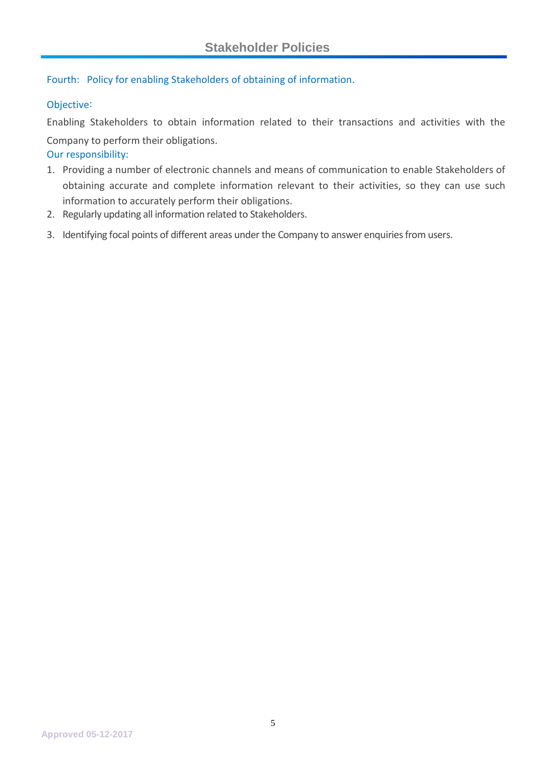## Fourth: Policy for enabling Stakeholders of obtaining of information.

### Objective:

Enabling Stakeholders to obtain information related to their transactions and activities with the Company to perform their obligations.

### Our responsibility:

1. Providing a number of electronic channels and means of communication to enable Stakeholders of obtaining accurate and complete information relevant to their activities, so they can use such information to accurately perform their obligations.
2. Regularly updating all information related to Stakeholders.
3. Identifying focal points of different areas under the Company to answer enquiries from users.